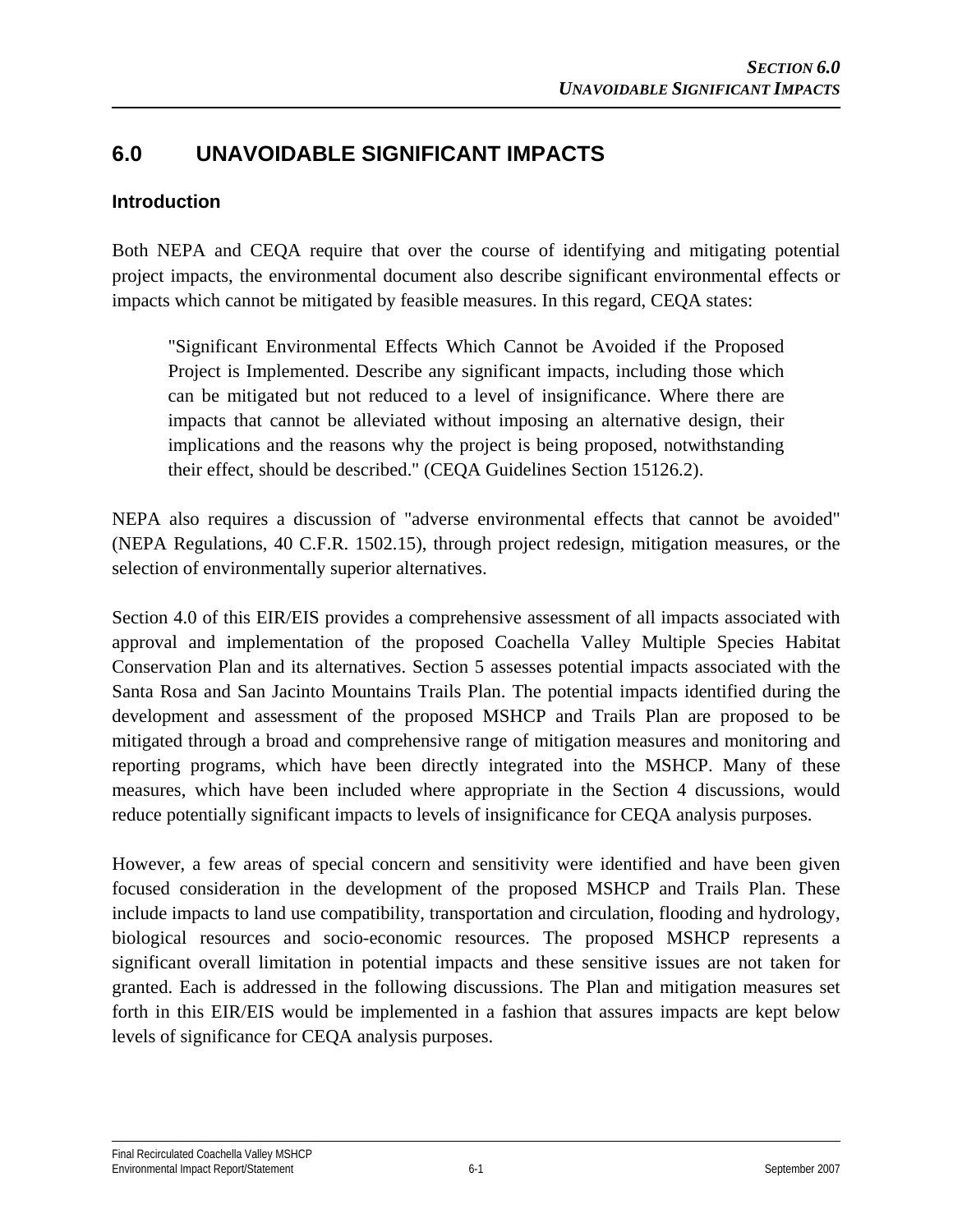# 6.0 UNAVOIDABLE SIGNIFICANT IMPACTS

## Introduction

Both NEPA and CEQA require that over the course of identifying and mitigating potential project impacts, the environmental document also describe significant environmental effects or impacts which cannot be mitigated by feasible measures. In this regard, CEQA states:

> "Significant Environmental Effects Which Cannot be Avoided if the Proposed Project is Implemented. Describe any significant impacts, including those which can be mitigated but not reduced to a level of insignificance. Where there are impacts that cannot be alleviated without imposing an alternative design, their implications and the reasons why the project is being proposed, notwithstanding their effect, should be described." (CEQA Guidelines Section 15126.2).

NEPA also requires a discussion of "adverse environmental effects that cannot be avoided" (NEPA Regulations, 40 C.F.R. 1502.15), through project redesign, mitigation measures, or the selection of environmentally superior alternatives.

Section 4.0 of this EIR/EIS provides a comprehensive assessment of all impacts associated with approval and implementation of the proposed Coachella Valley Multiple Species Habitat Conservation Plan and its alternatives. Section 5 assesses potential impacts associated with the Santa Rosa and San Jacinto Mountains Trails Plan. The potential impacts identified during the development and assessment of the proposed MSHCP and Trails Plan are proposed to be mitigated through a broad and comprehensive range of mitigation measures and monitoring and reporting programs, which have been directly integrated into the MSHCP. Many of these measures, which have been included where appropriate in the Section 4 discussions, would reduce potentially significant impacts to levels of insignificance for CEQA analysis purposes.

However, a few areas of special concern and sensitivity were identified and have been given focused consideration in the development of the proposed MSHCP and Trails Plan. These include impacts to land use compatibility, transportation and circulation, flooding and hydrology, biological resources and socio-economic resources. The proposed MSHCP represents a significant overall limitation in potential impacts and these sensitive issues are not taken for granted. Each is addressed in the following discussions. The Plan and mitigation measures set forth in this EIR/EIS would be implemented in a fashion that assures impacts are kept below levels of significance for CEQA analysis purposes.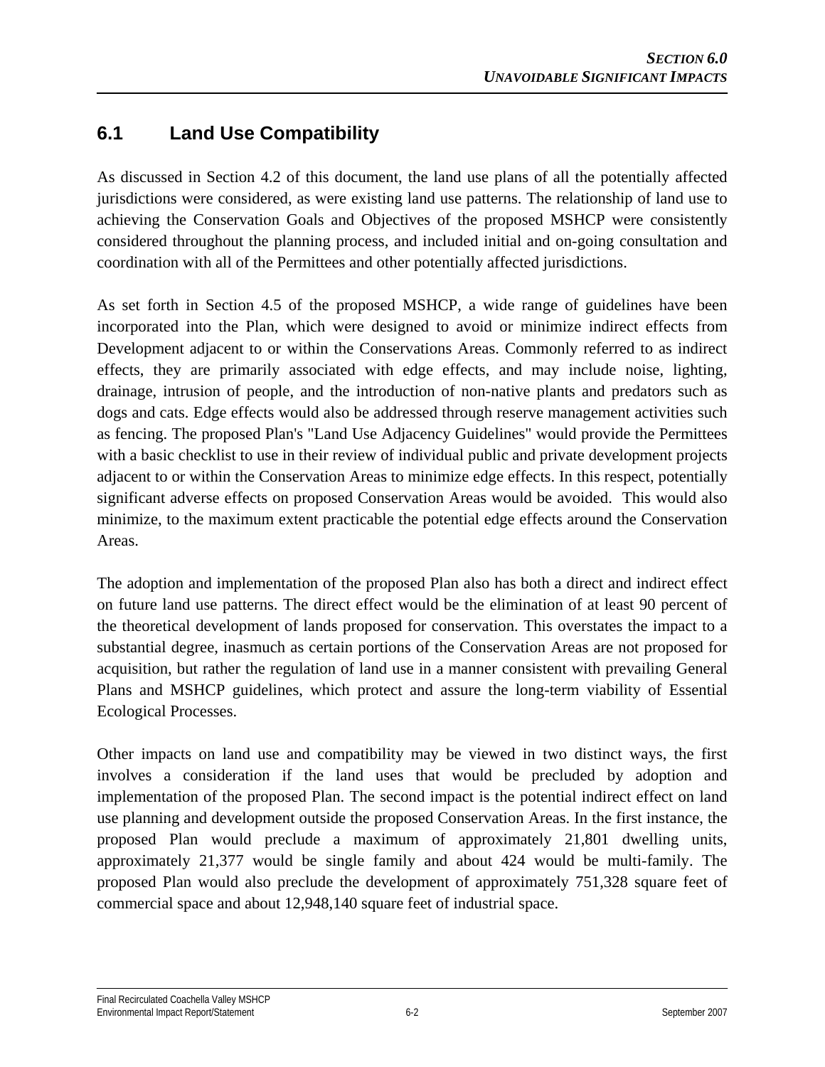## 6.1 Land Use Compatibility

As discussed in Section 4.2 of this document, the land use plans of all the potentially affected jurisdictions were considered, as were existing land use patterns. The relationship of land use to achieving the Conservation Goals and Objectives of the proposed MSHCP were consistently considered throughout the planning process, and included initial and on-going consultation and coordination with all of the Permittees and other potentially affected jurisdictions.

As set forth in Section 4.5 of the proposed MSHCP, a wide range of guidelines have been incorporated into the Plan, which were designed to avoid or minimize indirect effects from Development adjacent to or within the Conservations Areas. Commonly referred to as indirect effects, they are primarily associated with edge effects, and may include noise, lighting, drainage, intrusion of people, and the introduction of non-native plants and predators such as dogs and cats. Edge effects would also be addressed through reserve management activities such as fencing. The proposed Plan's "Land Use Adjacency Guidelines" would provide the Permittees with a basic checklist to use in their review of individual public and private development projects adjacent to or within the Conservation Areas to minimize edge effects. In this respect, potentially significant adverse effects on proposed Conservation Areas would be avoided. This would also minimize, to the maximum extent practicable the potential edge effects around the Conservation Areas.

The adoption and implementation of the proposed Plan also has both a direct and indirect effect on future land use patterns. The direct effect would be the elimination of at least 90 percent of the theoretical development of lands proposed for conservation. This overstates the impact to a substantial degree, inasmuch as certain portions of the Conservation Areas are not proposed for acquisition, but rather the regulation of land use in a manner consistent with prevailing General Plans and MSHCP guidelines, which protect and assure the long-term viability of Essential Ecological Processes.

Other impacts on land use and compatibility may be viewed in two distinct ways, the first involves a consideration if the land uses that would be precluded by adoption and implementation of the proposed Plan. The second impact is the potential indirect effect on land use planning and development outside the proposed Conservation Areas. In the first instance, the proposed Plan would preclude a maximum of approximately 21,801 dwelling units, approximately 21,377 would be single family and about 424 would be multi-family. The proposed Plan would also preclude the development of approximately 751,328 square feet of commercial space and about 12,948,140 square feet of industrial space.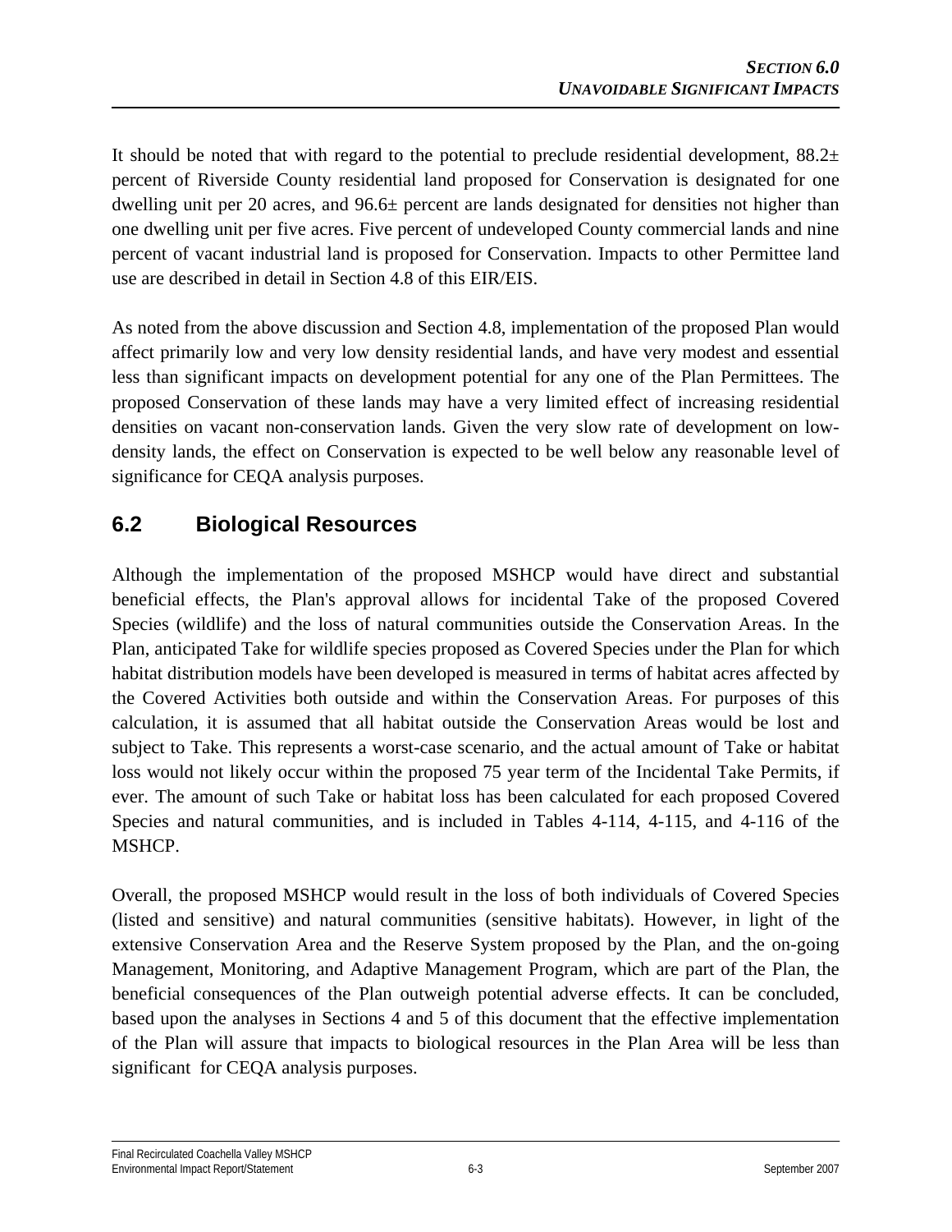It should be noted that with regard to the potential to preclude residential development, 88.2± percent of Riverside County residential land proposed for Conservation is designated for one dwelling unit per 20 acres, and 96.6± percent are lands designated for densities not higher than one dwelling unit per five acres. Five percent of undeveloped County commercial lands and nine percent of vacant industrial land is proposed for Conservation. Impacts to other Permittee land use are described in detail in Section 4.8 of this EIR/EIS.

As noted from the above discussion and Section 4.8, implementation of the proposed Plan would affect primarily low and very low density residential lands, and have very modest and essential less than significant impacts on development potential for any one of the Plan Permittees. The proposed Conservation of these lands may have a very limited effect of increasing residential densities on vacant non-conservation lands. Given the very slow rate of development on low-density lands, the effect on Conservation is expected to be well below any reasonable level of significance for CEQA analysis purposes.

## 6.2 Biological Resources

Although the implementation of the proposed MSHCP would have direct and substantial beneficial effects, the Plan's approval allows for incidental Take of the proposed Covered Species (wildlife) and the loss of natural communities outside the Conservation Areas. In the Plan, anticipated Take for wildlife species proposed as Covered Species under the Plan for which habitat distribution models have been developed is measured in terms of habitat acres affected by the Covered Activities both outside and within the Conservation Areas. For purposes of this calculation, it is assumed that all habitat outside the Conservation Areas would be lost and subject to Take. This represents a worst-case scenario, and the actual amount of Take or habitat loss would not likely occur within the proposed 75 year term of the Incidental Take Permits, if ever. The amount of such Take or habitat loss has been calculated for each proposed Covered Species and natural communities, and is included in Tables 4-114, 4-115, and 4-116 of the MSHCP.

Overall, the proposed MSHCP would result in the loss of both individuals of Covered Species (listed and sensitive) and natural communities (sensitive habitats). However, in light of the extensive Conservation Area and the Reserve System proposed by the Plan, and the on-going Management, Monitoring, and Adaptive Management Program, which are part of the Plan, the beneficial consequences of the Plan outweigh potential adverse effects. It can be concluded, based upon the analyses in Sections 4 and 5 of this document that the effective implementation of the Plan will assure that impacts to biological resources in the Plan Area will be less than significant for CEQA analysis purposes.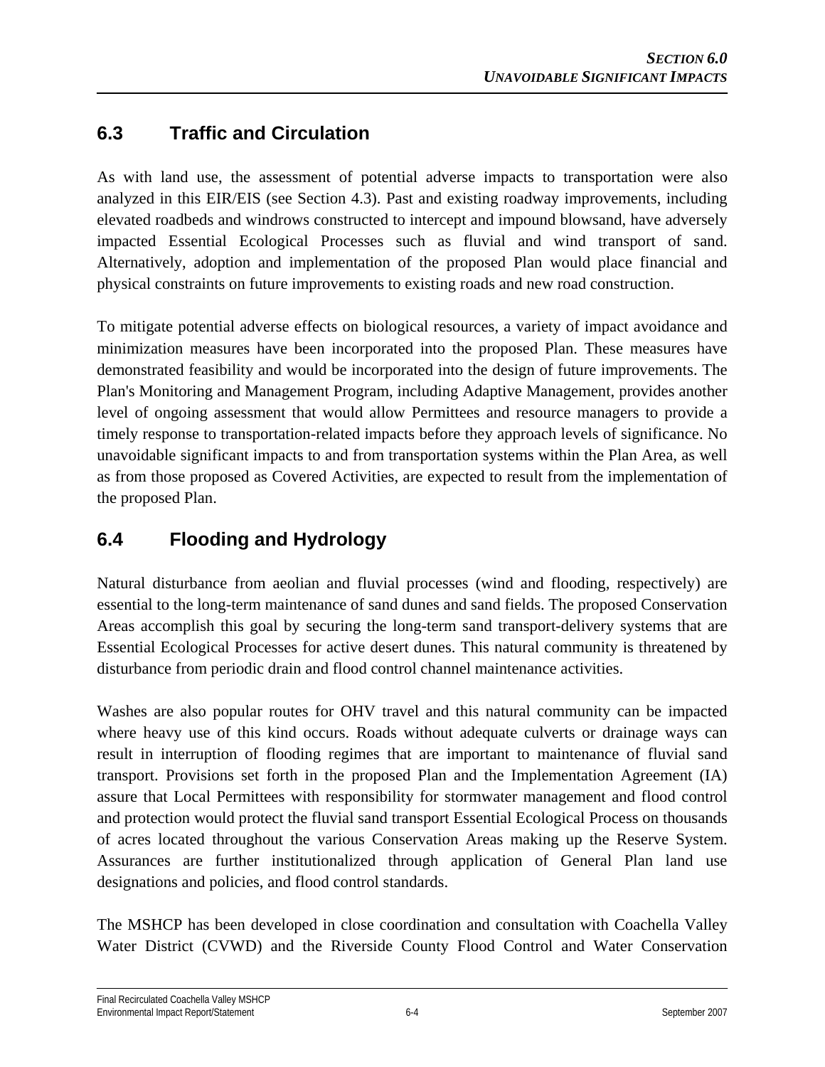## 6.3 Traffic and Circulation

As with land use, the assessment of potential adverse impacts to transportation were also analyzed in this EIR/EIS (see Section 4.3). Past and existing roadway improvements, including elevated roadbeds and windrows constructed to intercept and impound blowsand, have adversely impacted Essential Ecological Processes such as fluvial and wind transport of sand. Alternatively, adoption and implementation of the proposed Plan would place financial and physical constraints on future improvements to existing roads and new road construction.

To mitigate potential adverse effects on biological resources, a variety of impact avoidance and minimization measures have been incorporated into the proposed Plan. These measures have demonstrated feasibility and would be incorporated into the design of future improvements. The Plan's Monitoring and Management Program, including Adaptive Management, provides another level of ongoing assessment that would allow Permittees and resource managers to provide a timely response to transportation-related impacts before they approach levels of significance. No unavoidable significant impacts to and from transportation systems within the Plan Area, as well as from those proposed as Covered Activities, are expected to result from the implementation of the proposed Plan.

## 6.4 Flooding and Hydrology

Natural disturbance from aeolian and fluvial processes (wind and flooding, respectively) are essential to the long-term maintenance of sand dunes and sand fields. The proposed Conservation Areas accomplish this goal by securing the long-term sand transport-delivery systems that are Essential Ecological Processes for active desert dunes. This natural community is threatened by disturbance from periodic drain and flood control channel maintenance activities.

Washes are also popular routes for OHV travel and this natural community can be impacted where heavy use of this kind occurs. Roads without adequate culverts or drainage ways can result in interruption of flooding regimes that are important to maintenance of fluvial sand transport. Provisions set forth in the proposed Plan and the Implementation Agreement (IA) assure that Local Permittees with responsibility for stormwater management and flood control and protection would protect the fluvial sand transport Essential Ecological Process on thousands of acres located throughout the various Conservation Areas making up the Reserve System. Assurances are further institutionalized through application of General Plan land use designations and policies, and flood control standards.

The MSHCP has been developed in close coordination and consultation with Coachella Valley Water District (CVWD) and the Riverside County Flood Control and Water Conservation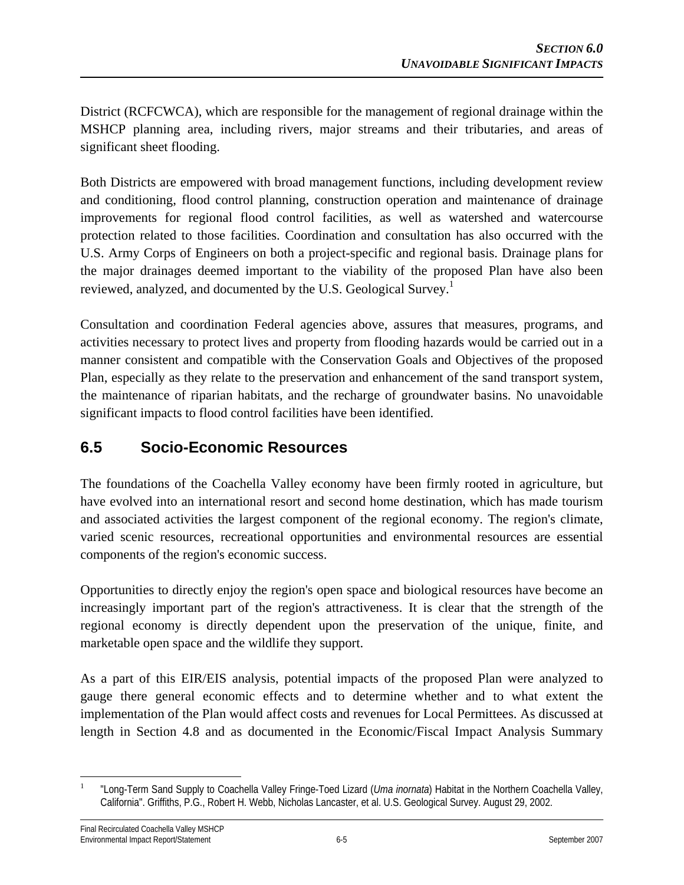District (RCFCWCA), which are responsible for the management of regional drainage within the MSHCP planning area, including rivers, major streams and their tributaries, and areas of significant sheet flooding.

Both Districts are empowered with broad management functions, including development review and conditioning, flood control planning, construction operation and maintenance of drainage improvements for regional flood control facilities, as well as watershed and watercourse protection related to those facilities. Coordination and consultation has also occurred with the U.S. Army Corps of Engineers on both a project-specific and regional basis. Drainage plans for the major drainages deemed important to the viability of the proposed Plan have also been reviewed, analyzed, and documented by the U.S. Geological Survey.[1]

Consultation and coordination Federal agencies above, assures that measures, programs, and activities necessary to protect lives and property from flooding hazards would be carried out in a manner consistent and compatible with the Conservation Goals and Objectives of the proposed Plan, especially as they relate to the preservation and enhancement of the sand transport system, the maintenance of riparian habitats, and the recharge of groundwater basins. No unavoidable significant impacts to flood control facilities have been identified.

## 6.5 Socio-Economic Resources

The foundations of the Coachella Valley economy have been firmly rooted in agriculture, but have evolved into an international resort and second home destination, which has made tourism and associated activities the largest component of the regional economy. The region's climate, varied scenic resources, recreational opportunities and environmental resources are essential components of the region's economic success.

Opportunities to directly enjoy the region's open space and biological resources have become an increasingly important part of the region's attractiveness. It is clear that the strength of the regional economy is directly dependent upon the preservation of the unique, finite, and marketable open space and the wildlife they support.

As a part of this EIR/EIS analysis, potential impacts of the proposed Plan were analyzed to gauge there general economic effects and to determine whether and to what extent the implementation of the Plan would affect costs and revenues for Local Permittees. As discussed at length in Section 4.8 and as documented in the Economic/Fiscal Impact Analysis Summary

---

[1] "Long-Term Sand Supply to Coachella Valley Fringe-Toed Lizard (*Uma inornata*) Habitat in the Northern Coachella Valley, California". Griffiths, P.G., Robert H. Webb, Nicholas Lancaster, et al. U.S. Geological Survey. August 29, 2002.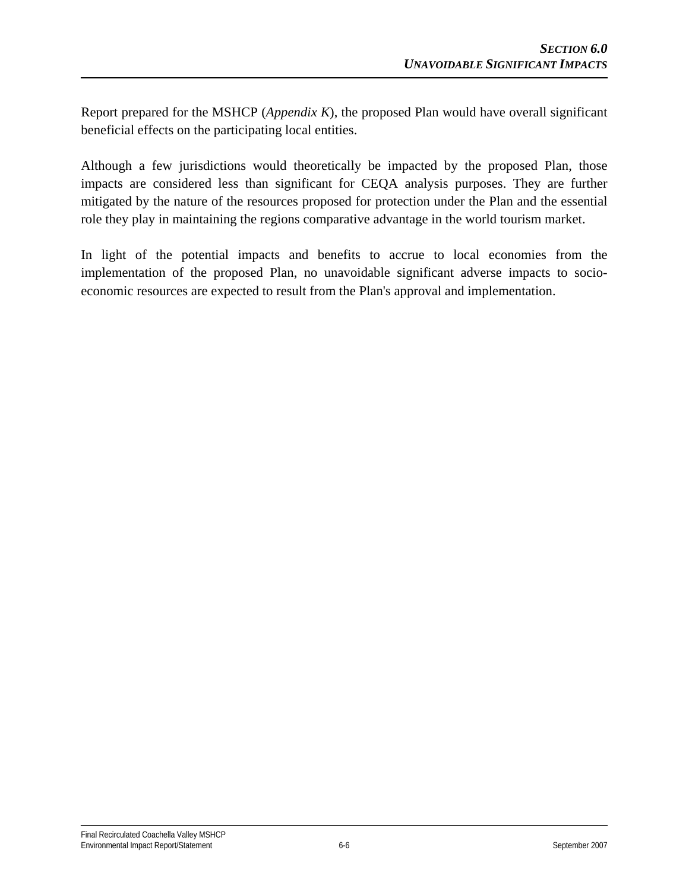Report prepared for the MSHCP (*Appendix K*), the proposed Plan would have overall significant beneficial effects on the participating local entities.

Although a few jurisdictions would theoretically be impacted by the proposed Plan, those impacts are considered less than significant for CEQA analysis purposes. They are further mitigated by the nature of the resources proposed for protection under the Plan and the essential role they play in maintaining the regions comparative advantage in the world tourism market.

In light of the potential impacts and benefits to accrue to local economies from the implementation of the proposed Plan, no unavoidable significant adverse impacts to socio-economic resources are expected to result from the Plan's approval and implementation.